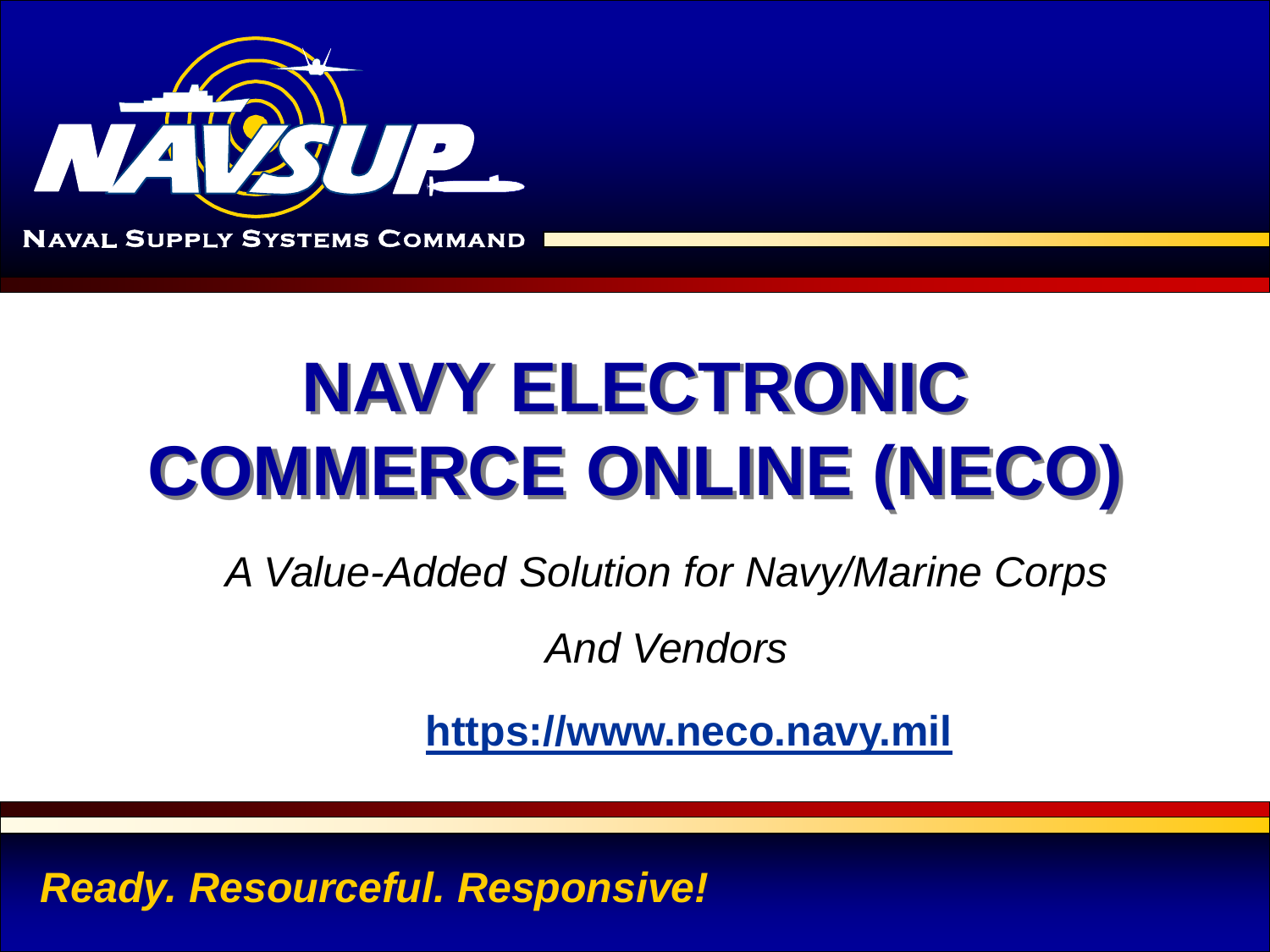NAVSUP

NAVAL SUPPLY SYSTEMS COMMAND

# NAVY ELECTRONIC COMMERCE ONLINE (NECO)

*A Value-Added Solution for Navy/Marine Corps*

*And Vendors*

**https://www.neco.navy.mil**

***Ready. Resourceful. Responsive!***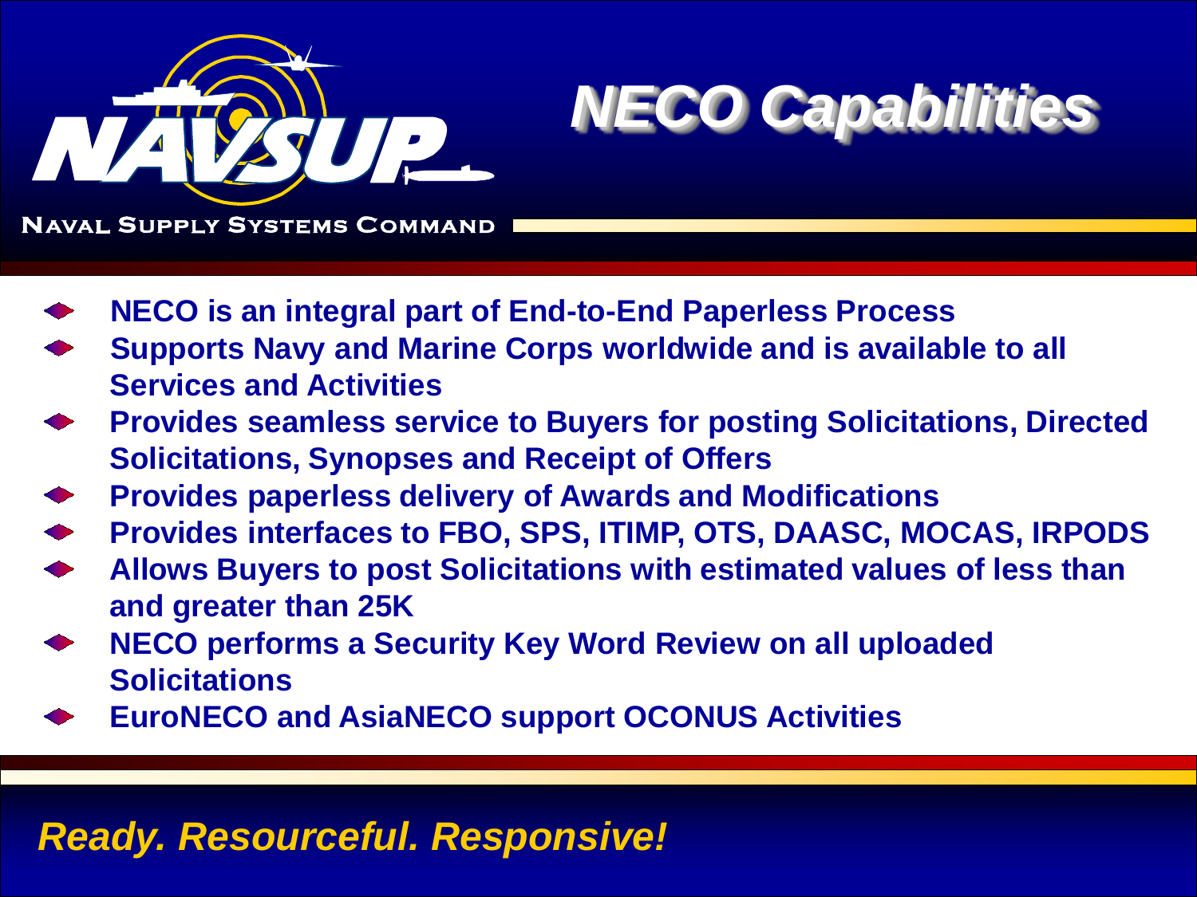NAVSUP

NAVAL SUPPLY SYSTEMS COMMAND

# NECO Capabilities

- NECO is an integral part of End-to-End Paperless Process
- Supports Navy and Marine Corps worldwide and is available to all Services and Activities
- Provides seamless service to Buyers for posting Solicitations, Directed Solicitations, Synopses and Receipt of Offers
- Provides paperless delivery of Awards and Modifications
- Provides interfaces to FBO, SPS, ITIMP, OTS, DAASC, MOCAS, IRPODS
- Allows Buyers to post Solicitations with estimated values of less than and greater than 25K
- NECO performs a Security Key Word Review on all uploaded Solicitations
- EuroNECO and AsiaNECO support OCONUS Activities

*Ready. Resourceful. Responsive!*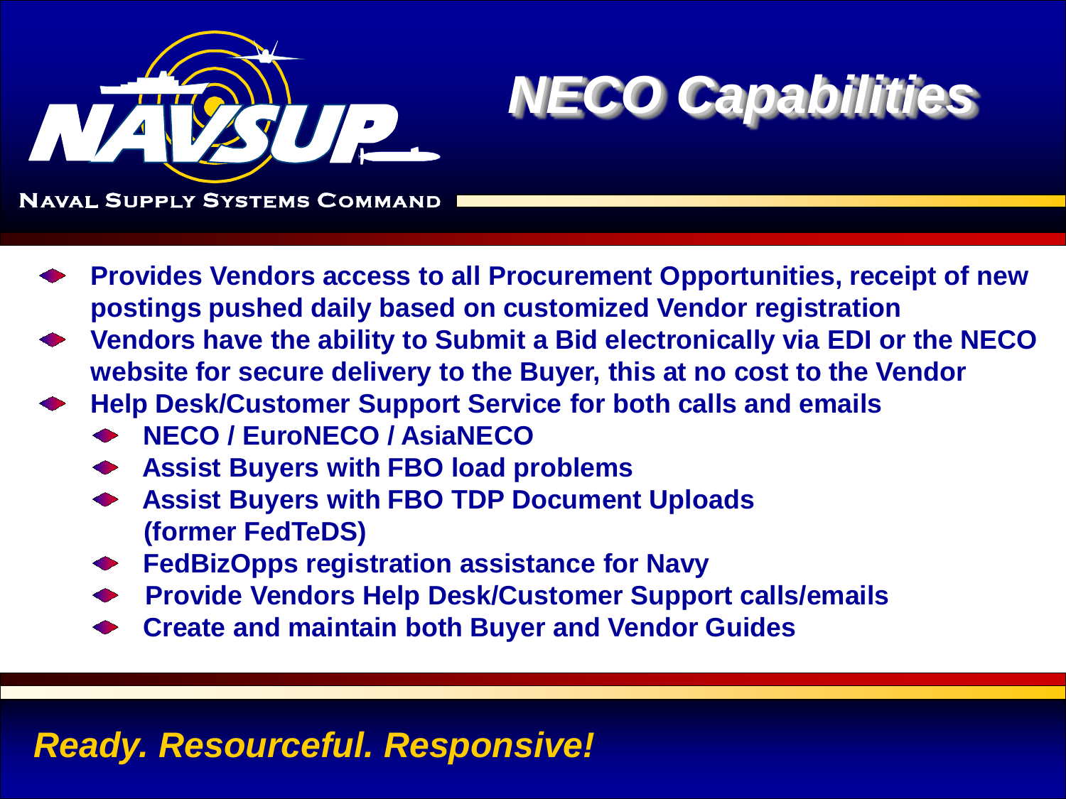# NECO Capabilities

NAVAL SUPPLY SYSTEMS COMMAND

- Provides Vendors access to all Procurement Opportunities, receipt of new postings pushed daily based on customized Vendor registration
- Vendors have the ability to Submit a Bid electronically via EDI or the NECO website for secure delivery to the Buyer, this at no cost to the Vendor
- Help Desk/Customer Support Service for both calls and emails
  - NECO / EuroNECO / AsiaNECO
  - Assist Buyers with FBO load problems
  - Assist Buyers with FBO TDP Document Uploads (former FedTeDS)
  - FedBizOpps registration assistance for Navy
  - Provide Vendors Help Desk/Customer Support calls/emails
  - Create and maintain both Buyer and Vendor Guides

*Ready. Resourceful. Responsive!*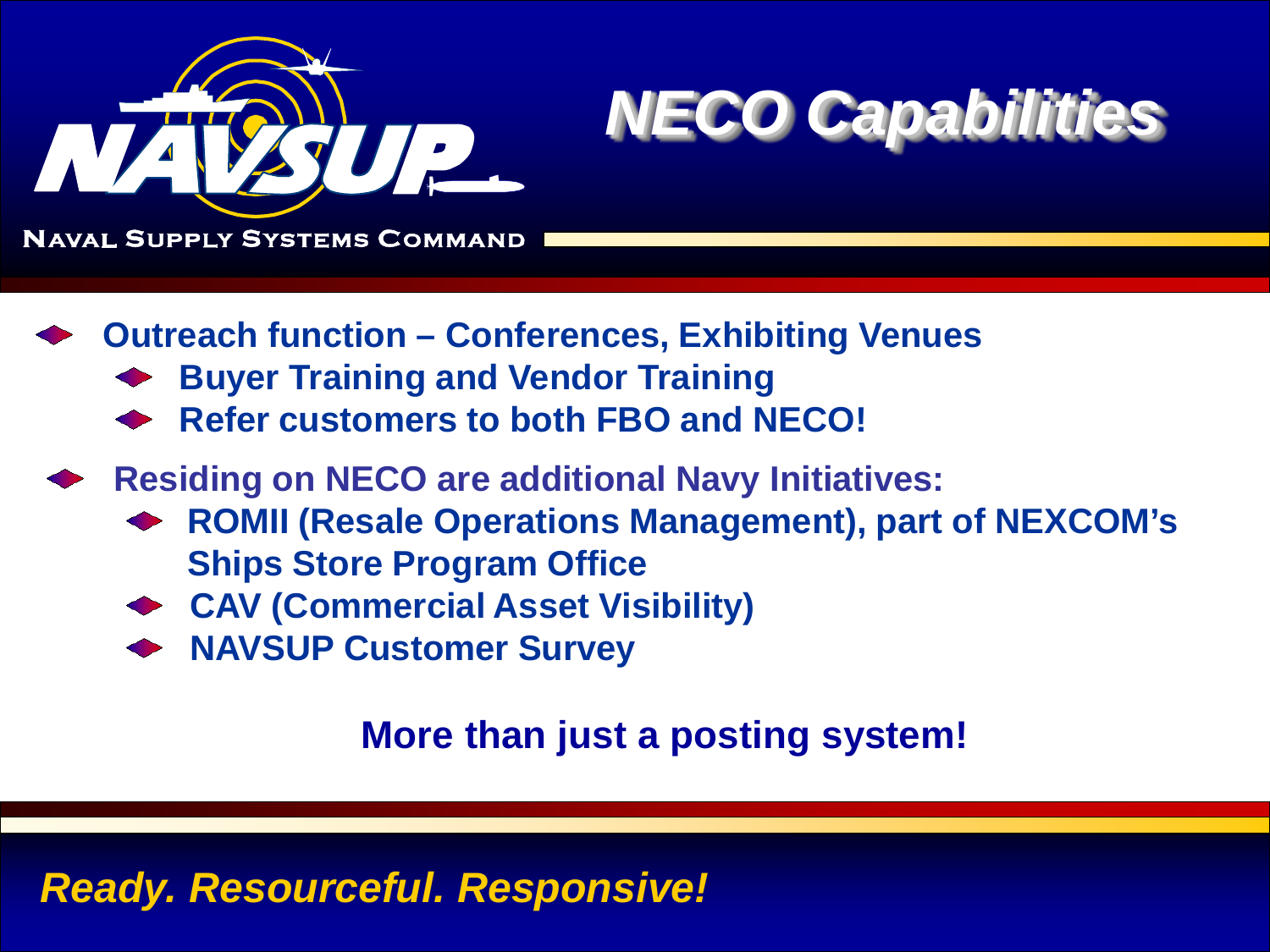NAVSUP

NAVAL SUPPLY SYSTEMS COMMAND

# NECO Capabilities

- **Outreach function – Conferences, Exhibiting Venues**
  - **Buyer Training and Vendor Training**
  - **Refer customers to both FBO and NECO!**
- **Residing on NECO are additional Navy Initiatives:**
  - **ROMII (Resale Operations Management), part of NEXCOM's Ships Store Program Office**
  - **CAV (Commercial Asset Visibility)**
  - **NAVSUP Customer Survey**

**More than just a posting system!**

***Ready. Resourceful. Responsive!***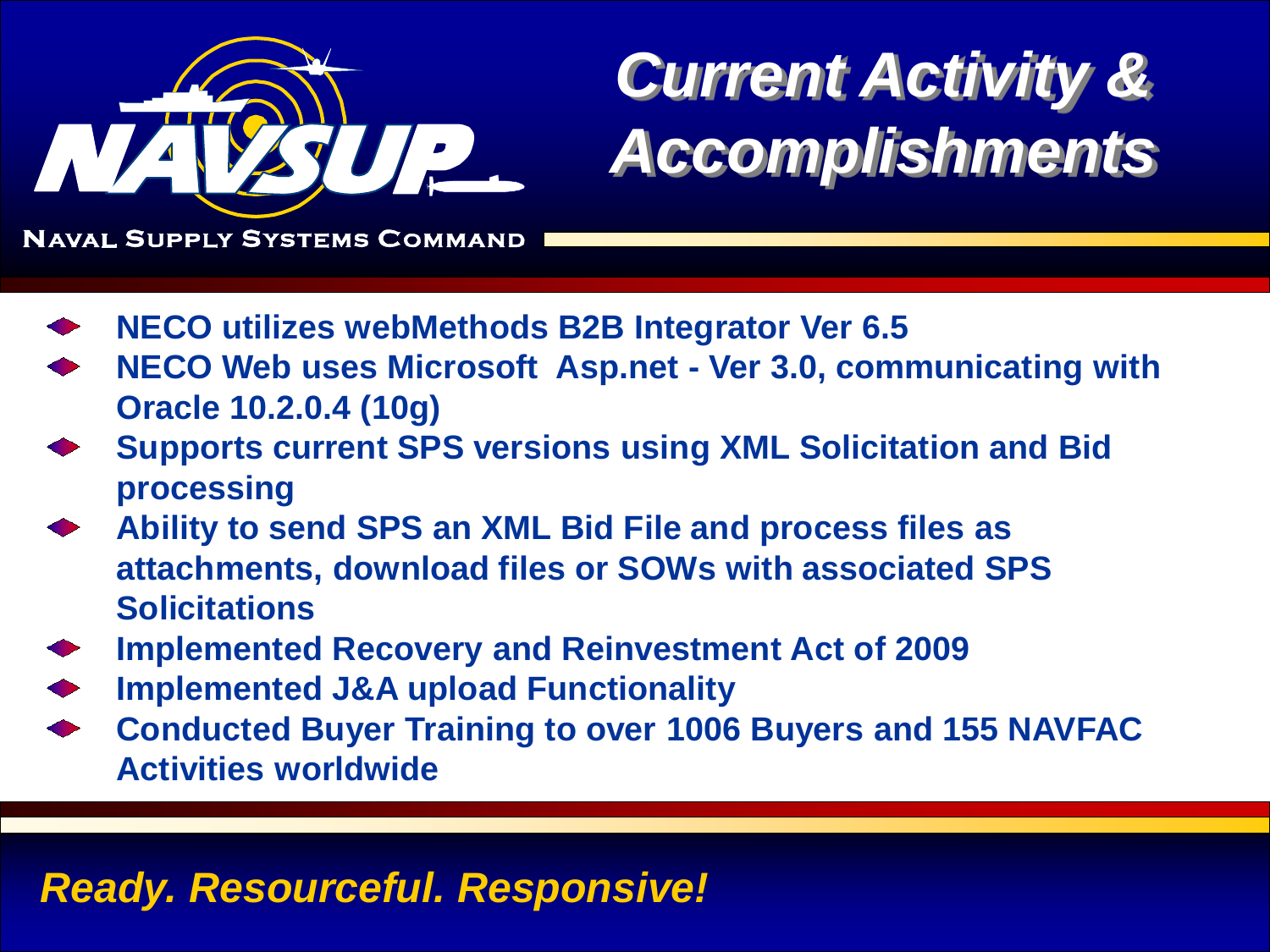# Current Activity & Accomplishments

NAVAL SUPPLY SYSTEMS COMMAND

- NECO utilizes webMethods B2B Integrator Ver 6.5
- NECO Web uses Microsoft Asp.net - Ver 3.0, communicating with Oracle 10.2.0.4 (10g)
- Supports current SPS versions using XML Solicitation and Bid processing
- Ability to send SPS an XML Bid File and process files as attachments, download files or SOWs with associated SPS Solicitations
- Implemented Recovery and Reinvestment Act of 2009
- Implemented J&A upload Functionality
- Conducted Buyer Training to over 1006 Buyers and 155 NAVFAC Activities worldwide

*Ready. Resourceful. Responsive!*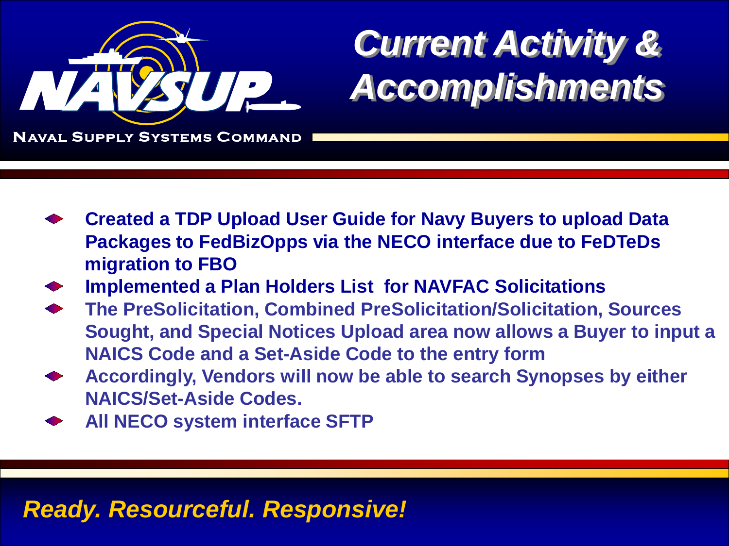# Current Activity & Accomplishments

- Created a TDP Upload User Guide for Navy Buyers to upload Data Packages to FedBizOpps via the NECO interface due to FeDTeDs migration to FBO
- Implemented a Plan Holders List for NAVFAC Solicitations
- The PreSolicitation, Combined PreSolicitation/Solicitation, Sources Sought, and Special Notices Upload area now allows a Buyer to input a NAICS Code and a Set-Aside Code to the entry form
- Accordingly, Vendors will now be able to search Synopses by either NAICS/Set-Aside Codes.
- All NECO system interface SFTP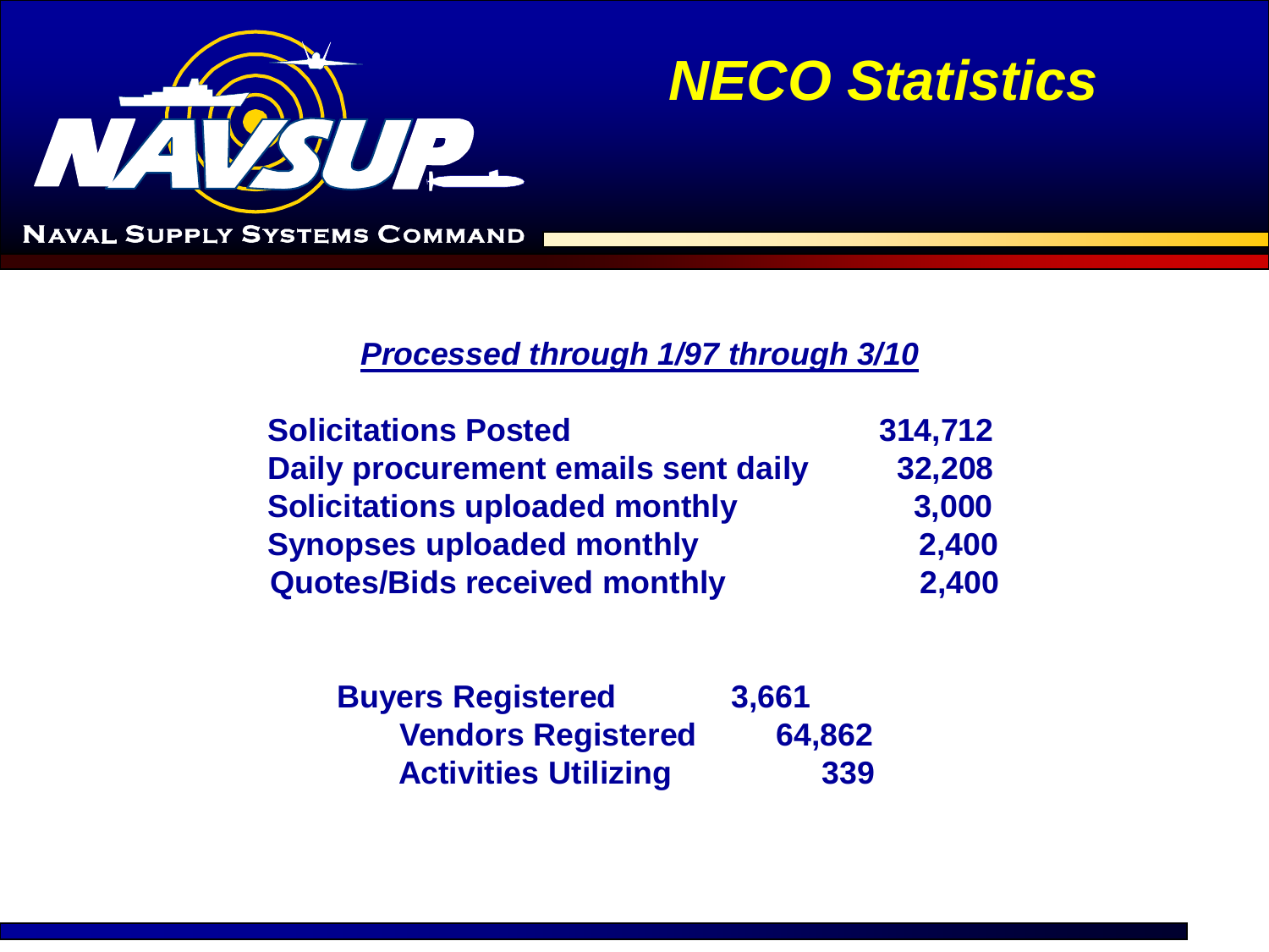# NECO Statistics

***Processed through 1/97 through 3/10***

| | |
|---|---|
| **Solicitations Posted** | **314,712** |
| **Daily procurement emails sent daily** | **32,208** |
| **Solicitations uploaded monthly** | **3,000** |
| **Synopses uploaded monthly** | **2,400** |
| **Quotes/Bids received monthly** | **2,400** |

| | |
|---|---|
| **Buyers Registered** | **3,661** |
| **Vendors Registered** | **64,862** |
| **Activities Utilizing** | **339** |